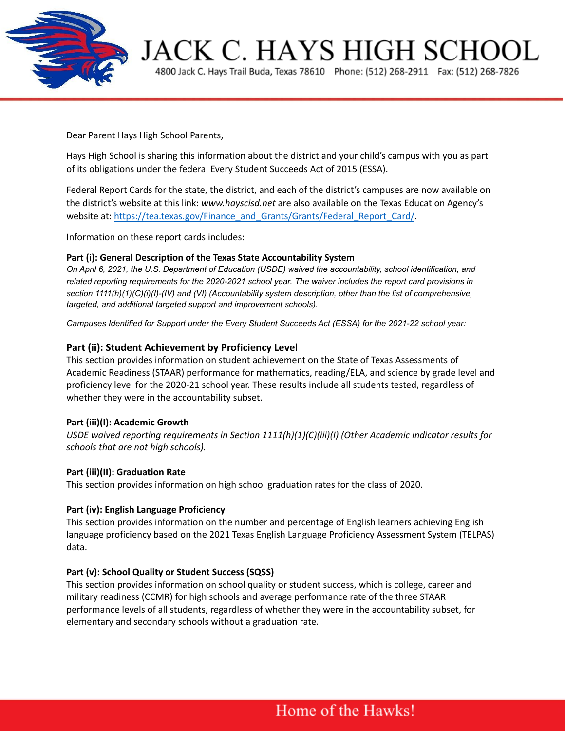# JACK C. HAYS HIGH SCHOOL

4800 Jack C. Hays Trail Buda, Texas 78610 Phone: (512) 268-2911 Fax: (512) 268-7826

Dear Parent Hays High School Parents,

Hays High School is sharing this information about the district and your child's campus with you as part of its obligations under the federal Every Student Succeeds Act of 2015 (ESSA).

Federal Report Cards for the state, the district, and each of the district's campuses are now available on the district's website at this link: *www.hayscisd.net* are also available on the Texas Education Agency's website at: [https://tea.texas.gov/Finance_and_Grants/Grants/Federal_Report_Card/](https://tea.texas.gov/Finance_and_Grants/Grants/Federal_Report_Card/).

Information on these report cards includes:

**Part (i): General Description of the Texas State Accountability System**

*On April 6, 2021, the U.S. Department of Education (USDE) waived the accountability, school identification, and related reporting requirements for the 2020-2021 school year. The waiver includes the report card provisions in section 1111(h)(1)(C)(i)(I)-(IV) and (VI) (Accountability system description, other than the list of comprehensive, targeted, and additional targeted support and improvement schools).*

*Campuses Identified for Support under the Every Student Succeeds Act (ESSA) for the 2021-22 school year:*

## Part (ii): Student Achievement by Proficiency Level

This section provides information on student achievement on the State of Texas Assessments of Academic Readiness (STAAR) performance for mathematics, reading/ELA, and science by grade level and proficiency level for the 2020-21 school year. These results include all students tested, regardless of whether they were in the accountability subset.

**Part (iii)(I): Academic Growth**

*USDE waived reporting requirements in Section 1111(h)(1)(C)(iii)(I) (Other Academic indicator results for schools that are not high schools).*

**Part (iii)(II): Graduation Rate**

This section provides information on high school graduation rates for the class of 2020.

**Part (iv): English Language Proficiency**

This section provides information on the number and percentage of English learners achieving English language proficiency based on the 2021 Texas English Language Proficiency Assessment System (TELPAS) data.

**Part (v): School Quality or Student Success (SQSS)**

This section provides information on school quality or student success, which is college, career and military readiness (CCMR) for high schools and average performance rate of the three STAAR performance levels of all students, regardless of whether they were in the accountability subset, for elementary and secondary schools without a graduation rate.

Home of the Hawks!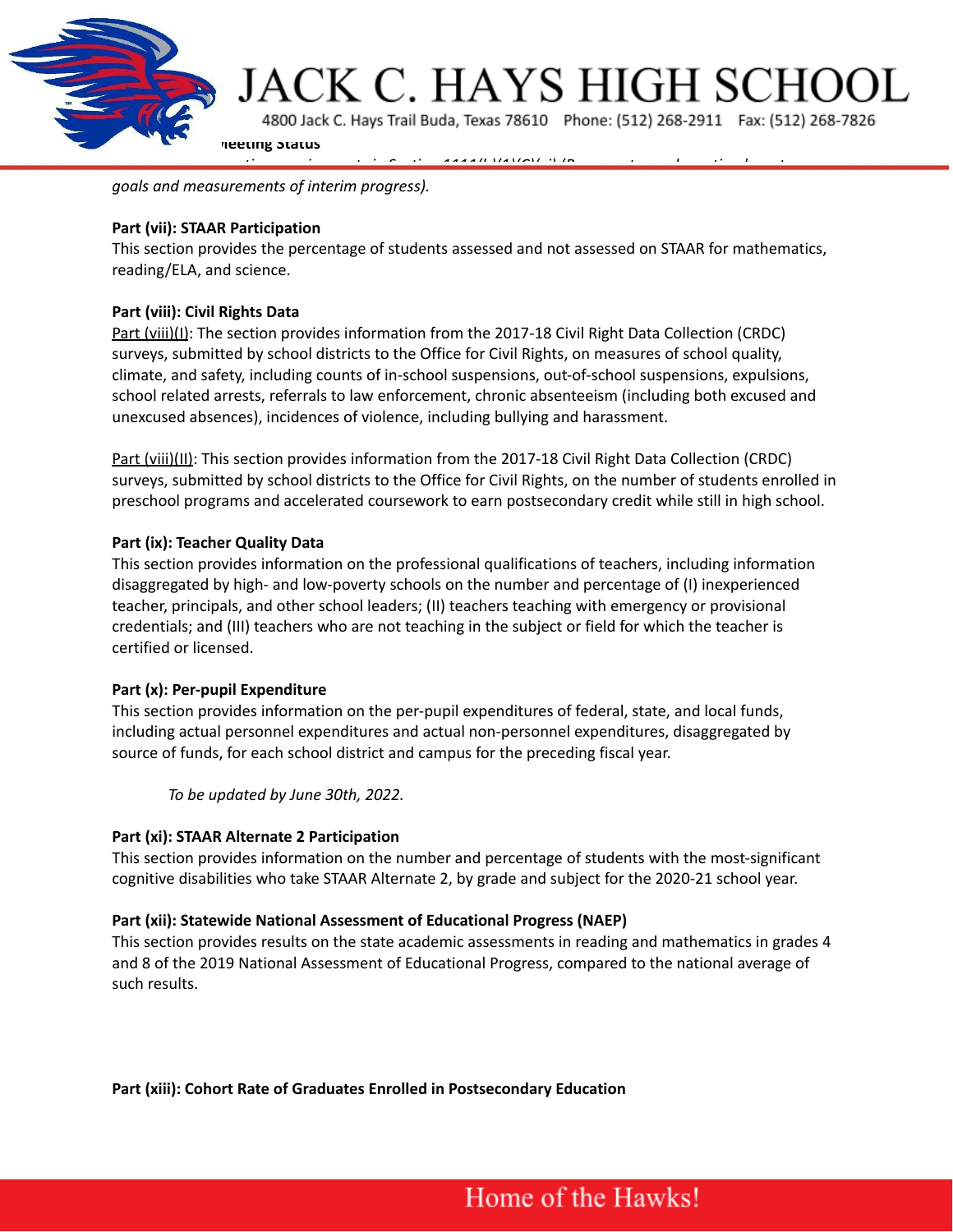*goals and measurements of interim progress).*

**Part (vii): STAAR Participation**
This section provides the percentage of students assessed and not assessed on STAAR for mathematics, reading/ELA, and science.

**Part (viii): Civil Rights Data**
Part (viii)(I): The section provides information from the 2017-18 Civil Right Data Collection (CRDC) surveys, submitted by school districts to the Office for Civil Rights, on measures of school quality, climate, and safety, including counts of in-school suspensions, out-of-school suspensions, expulsions, school related arrests, referrals to law enforcement, chronic absenteeism (including both excused and unexcused absences), incidences of violence, including bullying and harassment.

Part (viii)(II): This section provides information from the 2017-18 Civil Right Data Collection (CRDC) surveys, submitted by school districts to the Office for Civil Rights, on the number of students enrolled in preschool programs and accelerated coursework to earn postsecondary credit while still in high school.

**Part (ix): Teacher Quality Data**
This section provides information on the professional qualifications of teachers, including information disaggregated by high- and low-poverty schools on the number and percentage of (I) inexperienced teacher, principals, and other school leaders; (II) teachers teaching with emergency or provisional credentials; and (III) teachers who are not teaching in the subject or field for which the teacher is certified or licensed.

**Part (x): Per-pupil Expenditure**
This section provides information on the per-pupil expenditures of federal, state, and local funds, including actual personnel expenditures and actual non-personnel expenditures, disaggregated by source of funds, for each school district and campus for the preceding fiscal year.

*To be updated by June 30th, 2022.*

**Part (xi): STAAR Alternate 2 Participation**
This section provides information on the number and percentage of students with the most-significant cognitive disabilities who take STAAR Alternate 2, by grade and subject for the 2020-21 school year.

**Part (xii): Statewide National Assessment of Educational Progress (NAEP)**
This section provides results on the state academic assessments in reading and mathematics in grades 4 and 8 of the 2019 National Assessment of Educational Progress, compared to the national average of such results.

**Part (xiii): Cohort Rate of Graduates Enrolled in Postsecondary Education**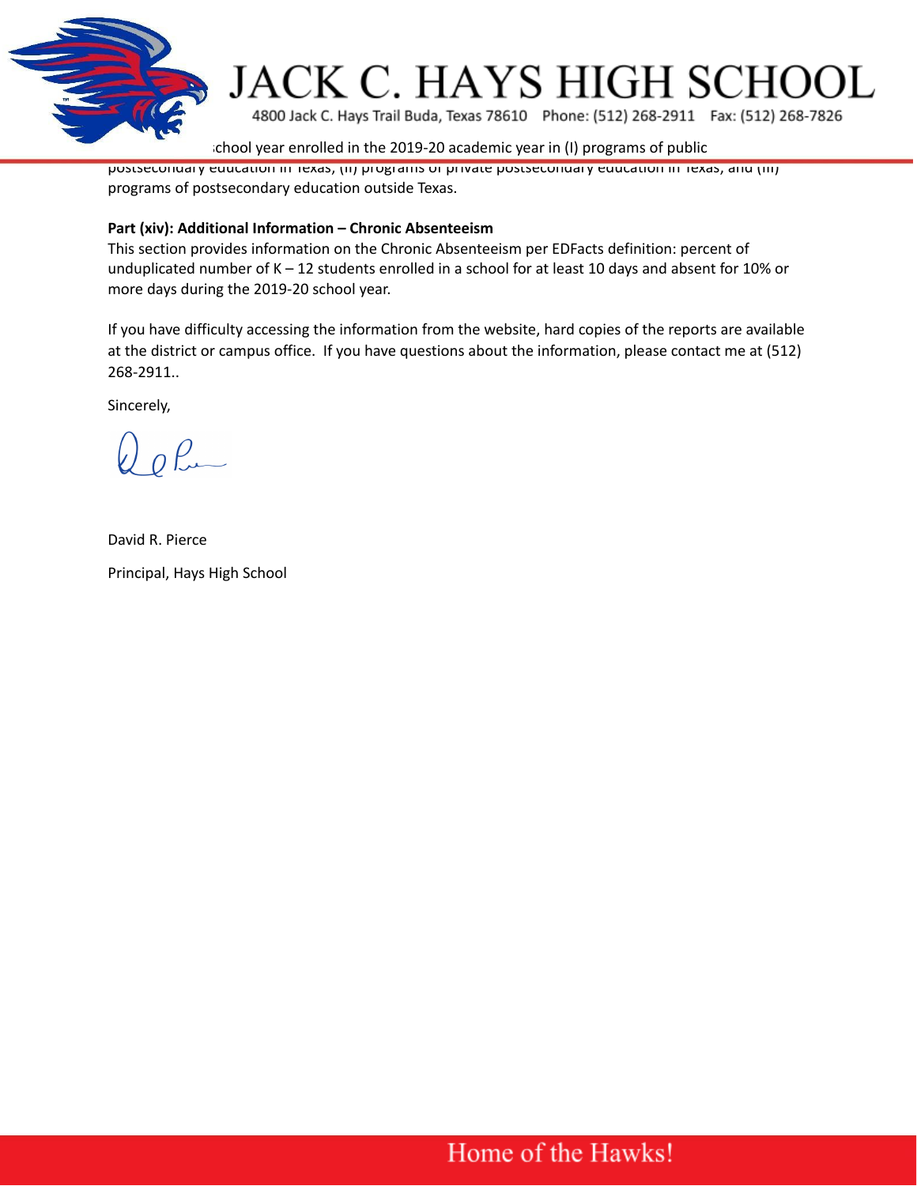school year enrolled in the 2019-20 academic year in (I) programs of public postsecondary education in Texas, (II) programs of private postsecondary education in Texas, and (III) programs of postsecondary education outside Texas.

**Part (xiv): Additional Information – Chronic Absenteeism**

This section provides information on the Chronic Absenteeism per EDFacts definition: percent of unduplicated number of K – 12 students enrolled in a school for at least 10 days and absent for 10% or more days during the 2019-20 school year.

If you have difficulty accessing the information from the website, hard copies of the reports are available at the district or campus office. If you have questions about the information, please contact me at (512) 268-2911..

Sincerely,

David R. Pierce

Principal, Hays High School